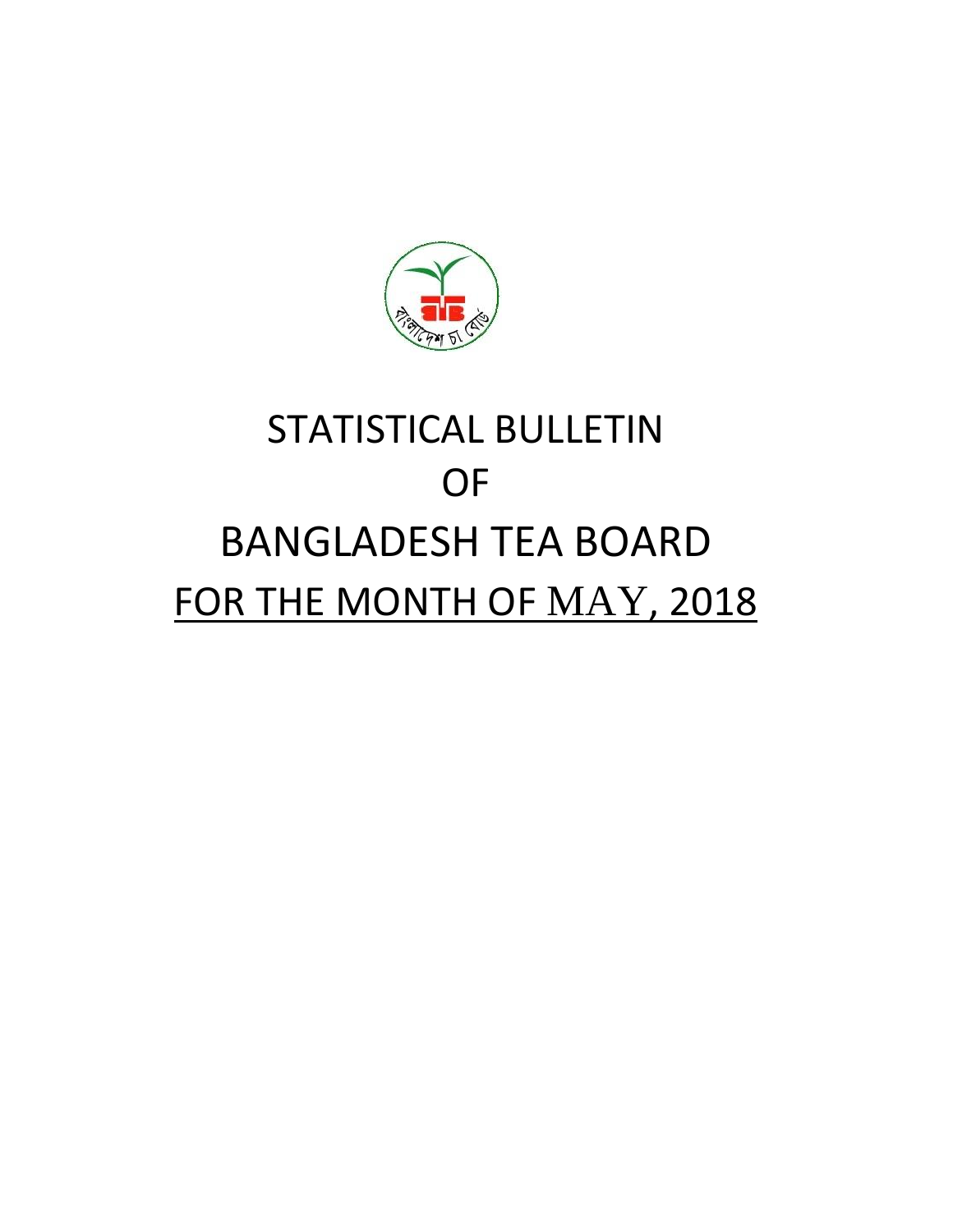# STATISTICAL BULLETIN

# OF

# BANGLADESH TEA BOARD

# FOR THE MONTH OF MAY, 2018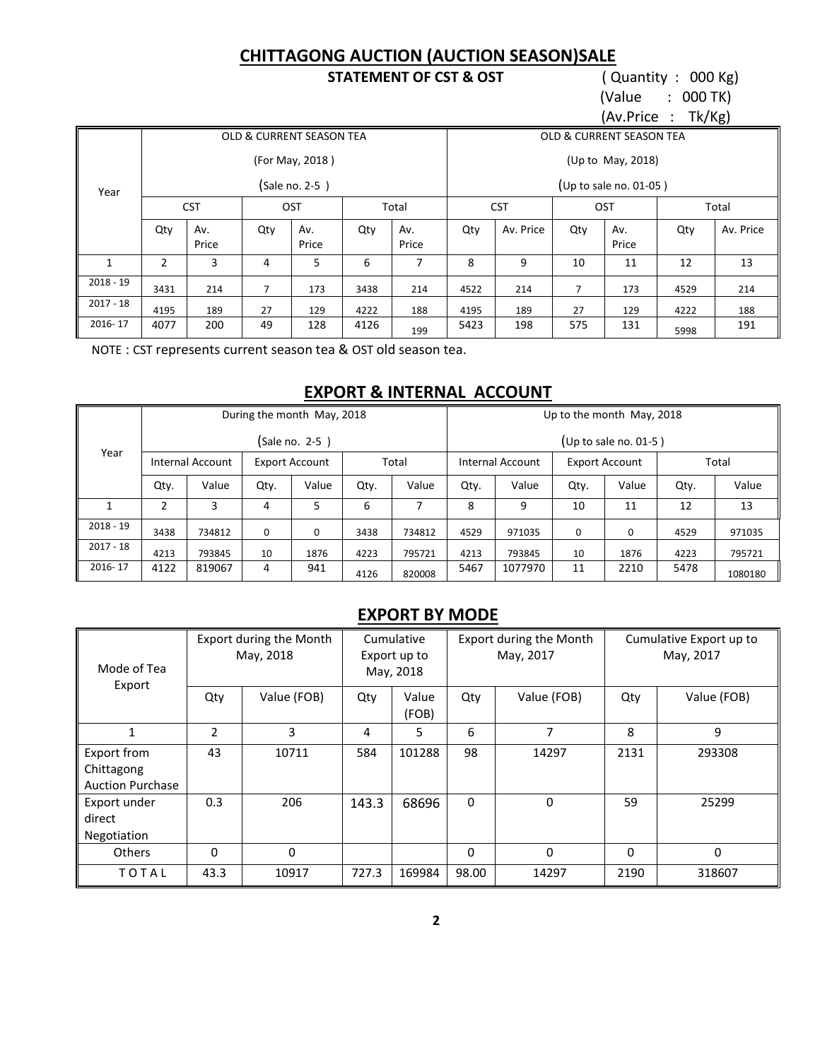## CHITTAGONG AUCTION (AUCTION SEASON)SALE

**STATEMENT OF CST & OST**

( Quantity : 000 Kg)
(Value : 000 TK)
(Av.Price : Tk/Kg)

| Year | OLD & CURRENT SEASON TEA (For May, 2018 ) (Sale no. 2-5 ) | | | | | | OLD & CURRENT SEASON TEA (Up to May, 2018) (Up to sale no. 01-05 ) | | | | | |
|---|---|---|---|---|---|---|---|---|---|---|---|---|
| | CST | | OST | | Total | | CST | | OST | | Total | |
| | Qty | Av. Price | Qty | Av. Price | Qty | Av. Price | Qty | Av. Price | Qty | Av. Price | Qty | Av. Price |
| 1 | 2 | 3 | 4 | 5 | 6 | 7 | 8 | 9 | 10 | 11 | 12 | 13 |
| 2018 - 19 | 3431 | 214 | 7 | 173 | 3438 | 214 | 4522 | 214 | 7 | 173 | 4529 | 214 |
| 2017 - 18 | 4195 | 189 | 27 | 129 | 4222 | 188 | 4195 | 189 | 27 | 129 | 4222 | 188 |
| 2016- 17 | 4077 | 200 | 49 | 128 | 4126 | 199 | 5423 | 198 | 575 | 131 | 5998 | 191 |

NOTE : CST represents current season tea & OST old season tea.

## EXPORT & INTERNAL ACCOUNT

| Year | During the month May, 2018 (Sale no. 2-5 ) | | | | | | Up to the month May, 2018 (Up to sale no. 01-5 ) | | | | | |
|---|---|---|---|---|---|---|---|---|---|---|---|---|
| | Internal Account | | Export Account | | Total | | Internal Account | | Export Account | | Total | |
| | Qty. | Value | Qty. | Value | Qty. | Value | Qty. | Value | Qty. | Value | Qty. | Value |
| 1 | 2 | 3 | 4 | 5 | 6 | 7 | 8 | 9 | 10 | 11 | 12 | 13 |
| 2018 - 19 | 3438 | 734812 | 0 | 0 | 3438 | 734812 | 4529 | 971035 | 0 | 0 | 4529 | 971035 |
| 2017 - 18 | 4213 | 793845 | 10 | 1876 | 4223 | 795721 | 4213 | 793845 | 10 | 1876 | 4223 | 795721 |
| 2016- 17 | 4122 | 819067 | 4 | 941 | 4126 | 820008 | 5467 | 1077970 | 11 | 2210 | 5478 | 1080180 |

## EXPORT BY MODE

| Mode of Tea Export | Export during the Month May, 2018 | | Cumulative Export up to May, 2018 | | Export during the Month May, 2017 | | Cumulative Export up to May, 2017 | |
|---|---|---|---|---|---|---|---|---|
| | Qty | Value (FOB) | Qty | Value (FOB) | Qty | Value (FOB) | Qty | Value (FOB) |
| 1 | 2 | 3 | 4 | 5 | 6 | 7 | 8 | 9 |
| Export from Chittagong Auction Purchase | 43 | 10711 | 584 | 101288 | 98 | 14297 | 2131 | 293308 |
| Export under direct Negotiation | 0.3 | 206 | 143.3 | 68696 | 0 | 0 | 59 | 25299 |
| Others | 0 | 0 | | | 0 | 0 | 0 | 0 |
| T O T A L | 43.3 | 10917 | 727.3 | 169984 | 98.00 | 14297 | 2190 | 318607 |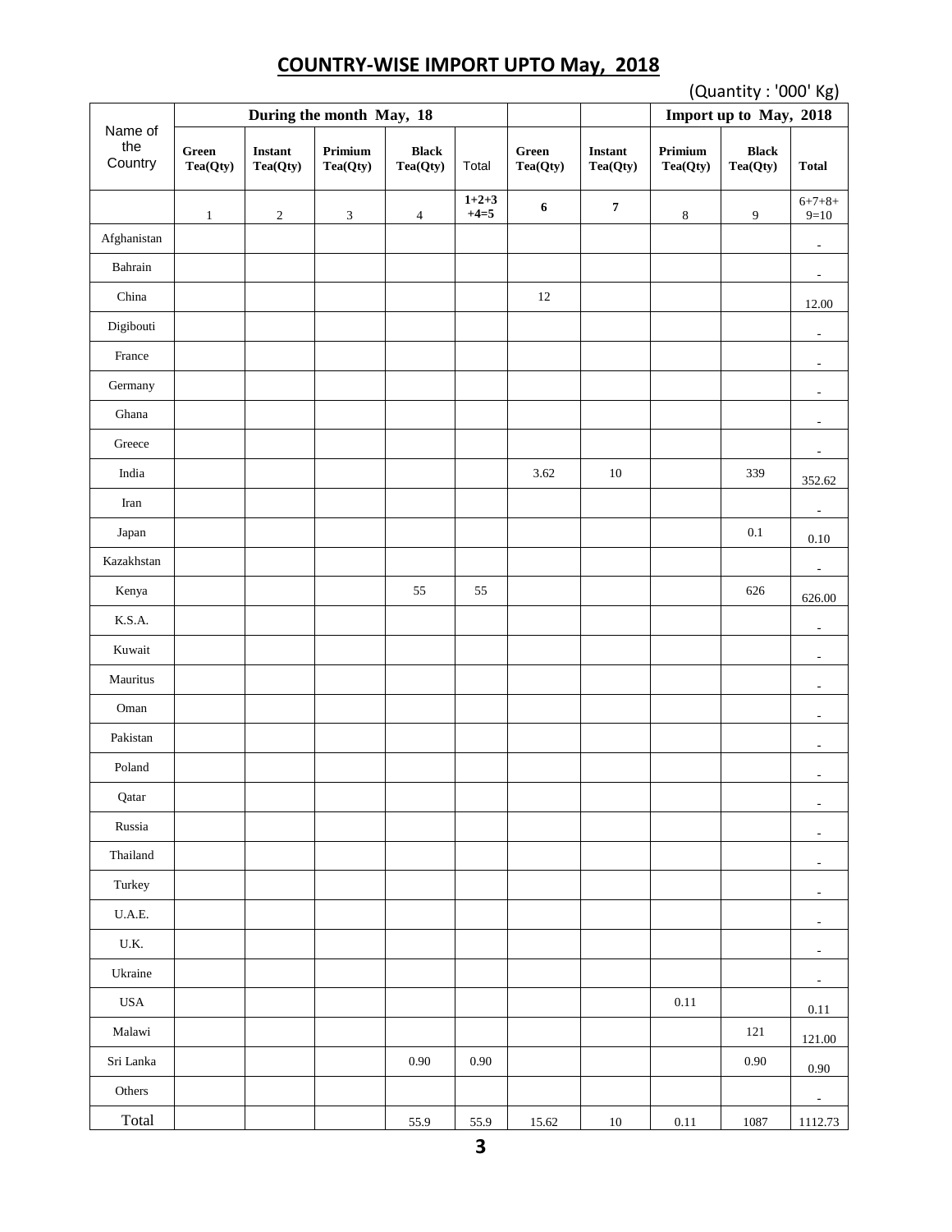# COUNTRY-WISE IMPORT UPTO May, 2018

(Quantity : '000' Kg)

| Name of the Country | During the month May, 18 | | | | | | | Import up to May, 2018 | | |
|---|---|---|---|---|---|---|---|---|---|---|
| | Green Tea(Qty) | Instant Tea(Qty) | Primium Tea(Qty) | Black Tea(Qty) | Total | Green Tea(Qty) | Instant Tea(Qty) | Primium Tea(Qty) | Black Tea(Qty) | Total |
| | 1 | 2 | 3 | 4 | 1+2+3 +4=5 | 6 | 7 | 8 | 9 | 6+7+8+ 9=10 |
| Afghanistan | | | | | | | | | | - |
| Bahrain | | | | | | | | | | - |
| China | | | | | | 12 | | | | 12.00 |
| Digibouti | | | | | | | | | | - |
| France | | | | | | | | | | - |
| Germany | | | | | | | | | | - |
| Ghana | | | | | | | | | | - |
| Greece | | | | | | | | | | - |
| India | | | | | | 3.62 | 10 | | 339 | 352.62 |
| Iran | | | | | | | | | | - |
| Japan | | | | | | | | | 0.1 | 0.10 |
| Kazakhstan | | | | | | | | | | - |
| Kenya | | | | 55 | 55 | | | | 626 | 626.00 |
| K.S.A. | | | | | | | | | | - |
| Kuwait | | | | | | | | | | - |
| Mauritus | | | | | | | | | | - |
| Oman | | | | | | | | | | - |
| Pakistan | | | | | | | | | | - |
| Poland | | | | | | | | | | - |
| Qatar | | | | | | | | | | - |
| Russia | | | | | | | | | | - |
| Thailand | | | | | | | | | | - |
| Turkey | | | | | | | | | | - |
| U.A.E. | | | | | | | | | | - |
| U.K. | | | | | | | | | | - |
| Ukraine | | | | | | | | | | - |
| USA | | | | | | | | 0.11 | | 0.11 |
| Malawi | | | | | | | | | 121 | 121.00 |
| Sri Lanka | | | | 0.90 | 0.90 | | | | 0.90 | 0.90 |
| Others | | | | | | | | | | - |
| Total | | | | 55.9 | 55.9 | 15.62 | 10 | 0.11 | 1087 | 1112.73 |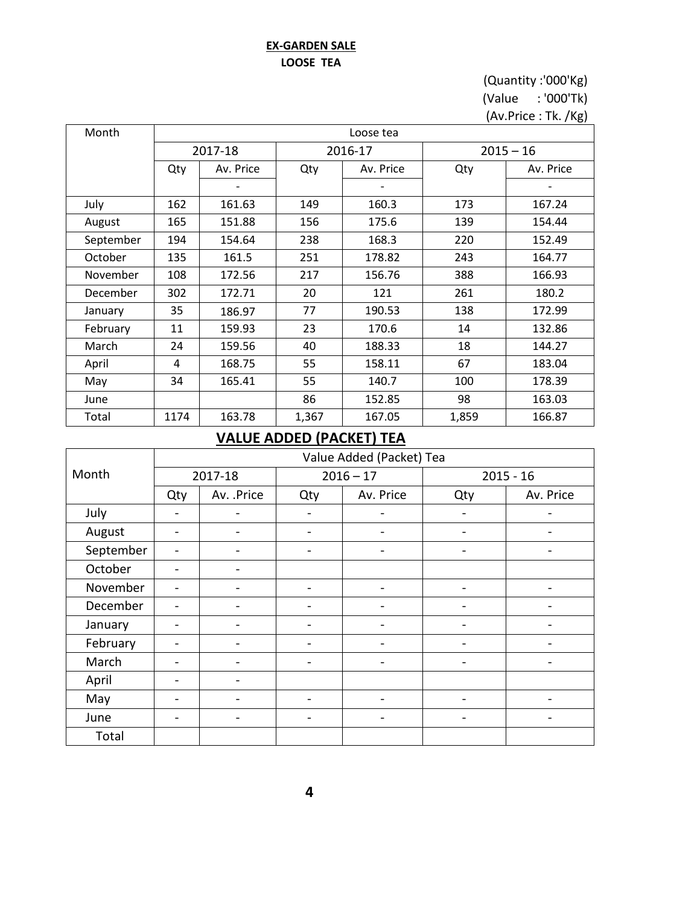**EX-GARDEN SALE**

**LOOSE TEA**

(Quantity :'000'Kg)
(Value : '000'Tk)
(Av.Price : Tk. /Kg)

| Month | Loose tea | | | | | |
|---|---|---|---|---|---|---|
| | 2017-18 | | 2016-17 | | 2015 – 16 | |
| | Qty | Av. Price | Qty | Av. Price | Qty | Av. Price |
| | | - | | - | | - |
| July | 162 | 161.63 | 149 | 160.3 | 173 | 167.24 |
| August | 165 | 151.88 | 156 | 175.6 | 139 | 154.44 |
| September | 194 | 154.64 | 238 | 168.3 | 220 | 152.49 |
| October | 135 | 161.5 | 251 | 178.82 | 243 | 164.77 |
| November | 108 | 172.56 | 217 | 156.76 | 388 | 166.93 |
| December | 302 | 172.71 | 20 | 121 | 261 | 180.2 |
| January | 35 | 186.97 | 77 | 190.53 | 138 | 172.99 |
| February | 11 | 159.93 | 23 | 170.6 | 14 | 132.86 |
| March | 24 | 159.56 | 40 | 188.33 | 18 | 144.27 |
| April | 4 | 168.75 | 55 | 158.11 | 67 | 183.04 |
| May | 34 | 165.41 | 55 | 140.7 | 100 | 178.39 |
| June | | | 86 | 152.85 | 98 | 163.03 |
| Total | 1174 | 163.78 | 1,367 | 167.05 | 1,859 | 166.87 |

## VALUE ADDED (PACKET) TEA

| Month | Value Added (Packet) Tea | | | | | |
|---|---|---|---|---|---|---|
| | 2017-18 | | 2016 – 17 | | 2015 - 16 | |
| | Qty | Av. .Price | Qty | Av. Price | Qty | Av. Price |
| July | - | - | - | - | - | - |
| August | - | - | - | - | - | - |
| September | - | - | - | - | - | - |
| October | - | - | | | | |
| November | - | - | - | - | - | - |
| December | - | - | - | - | - | - |
| January | - | - | - | - | - | - |
| February | - | - | - | - | - | - |
| March | - | - | - | - | - | - |
| April | - | - | | | | |
| May | - | - | - | - | - | - |
| June | - | - | - | - | - | - |
| Total | | | | | | |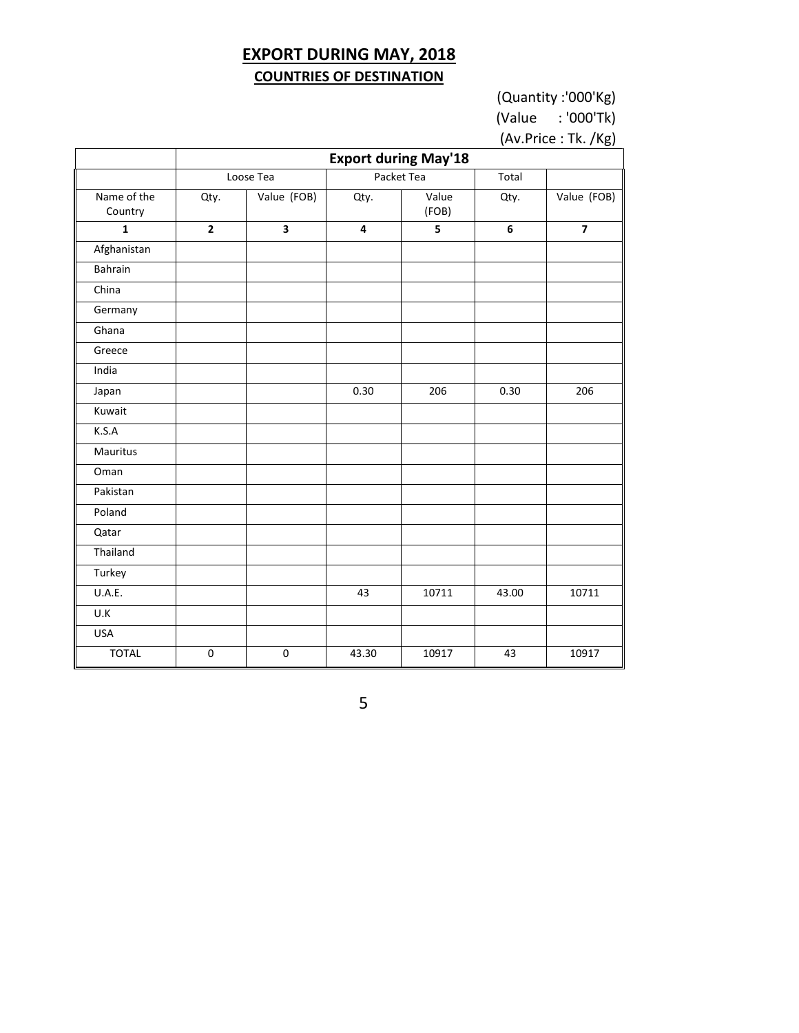# EXPORT DURING MAY, 2018

## COUNTRIES OF DESTINATION

(Quantity :'000'Kg)
(Value : '000'Tk)
(Av.Price : Tk. /Kg)

| | Export during May'18 | | | | | |
|---|---|---|---|---|---|---|
| | Loose Tea | | Packet Tea | | Total | |
| Name of the Country | Qty. | Value (FOB) | Qty. | Value (FOB) | Qty. | Value (FOB) |
| **1** | **2** | **3** | **4** | **5** | **6** | **7** |
| Afghanistan | | | | | | |
| Bahrain | | | | | | |
| China | | | | | | |
| Germany | | | | | | |
| Ghana | | | | | | |
| Greece | | | | | | |
| India | | | | | | |
| Japan | | | 0.30 | 206 | 0.30 | 206 |
| Kuwait | | | | | | |
| K.S.A | | | | | | |
| Mauritus | | | | | | |
| Oman | | | | | | |
| Pakistan | | | | | | |
| Poland | | | | | | |
| Qatar | | | | | | |
| Thailand | | | | | | |
| Turkey | | | | | | |
| U.A.E. | | | 43 | 10711 | 43.00 | 10711 |
| U.K | | | | | | |
| USA | | | | | | |
| TOTAL | 0 | 0 | 43.30 | 10917 | 43 | 10917 |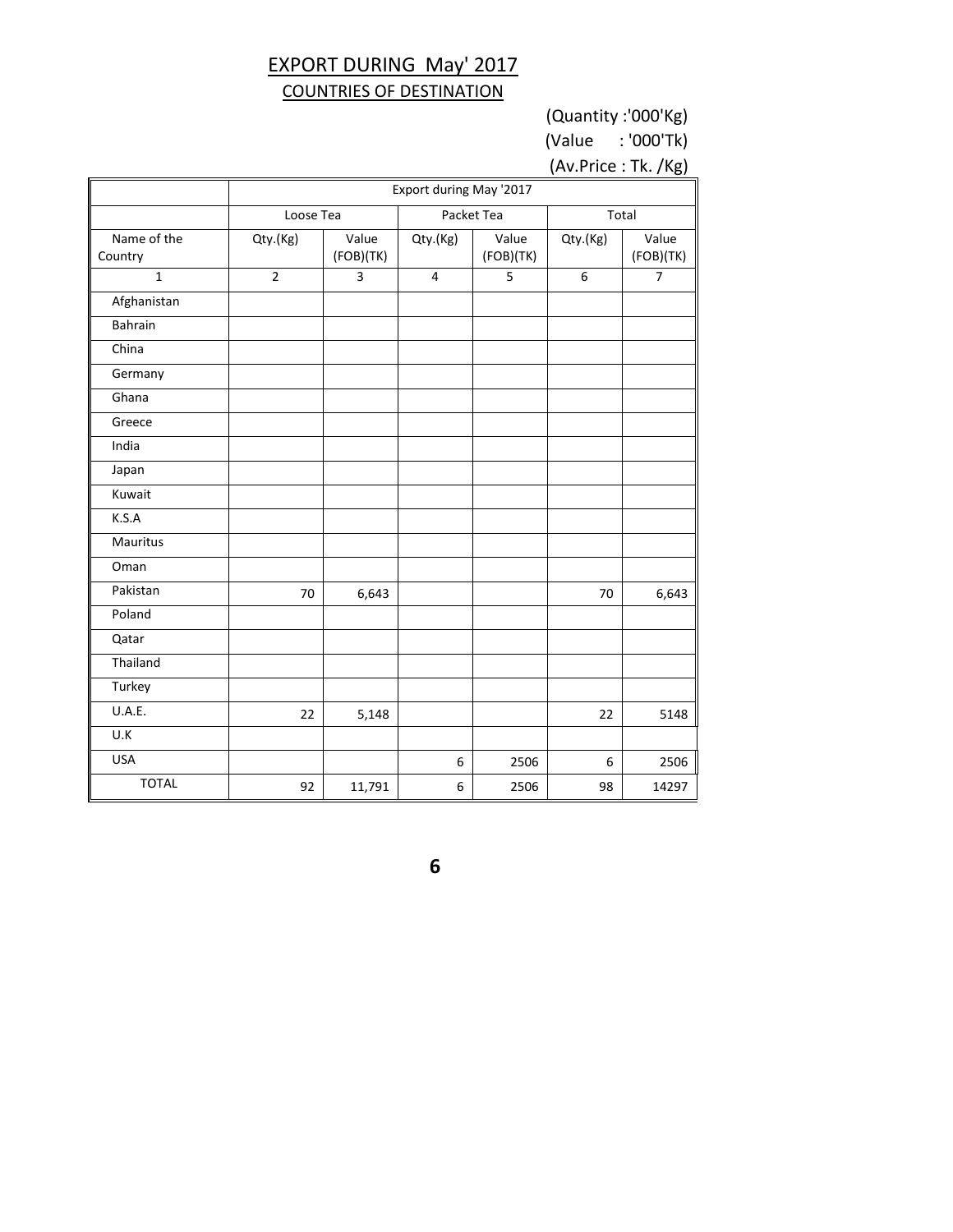# EXPORT DURING May' 2017

## COUNTRIES OF DESTINATION

(Quantity :'000'Kg)
(Value : '000'Tk)
(Av.Price : Tk. /Kg)

| | Export during May '2017 | | | | | |
|---|---|---|---|---|---|---|
| | Loose Tea | | Packet Tea | | Total | |
| Name of the Country | Qty.(Kg) | Value (FOB)(TK) | Qty.(Kg) | Value (FOB)(TK) | Qty.(Kg) | Value (FOB)(TK) |
| 1 | 2 | 3 | 4 | 5 | 6 | 7 |
| Afghanistan | | | | | | |
| Bahrain | | | | | | |
| China | | | | | | |
| Germany | | | | | | |
| Ghana | | | | | | |
| Greece | | | | | | |
| India | | | | | | |
| Japan | | | | | | |
| Kuwait | | | | | | |
| K.S.A | | | | | | |
| Mauritius | | | | | | |
| Oman | | | | | | |
| Pakistan | 70 | 6,643 | | | 70 | 6,643 |
| Poland | | | | | | |
| Qatar | | | | | | |
| Thailand | | | | | | |
| Turkey | | | | | | |
| U.A.E. | 22 | 5,148 | | | 22 | 5148 |
| U.K | | | | | | |
| USA | | | 6 | 2506 | 6 | 2506 |
| TOTAL | 92 | 11,791 | 6 | 2506 | 98 | 14297 |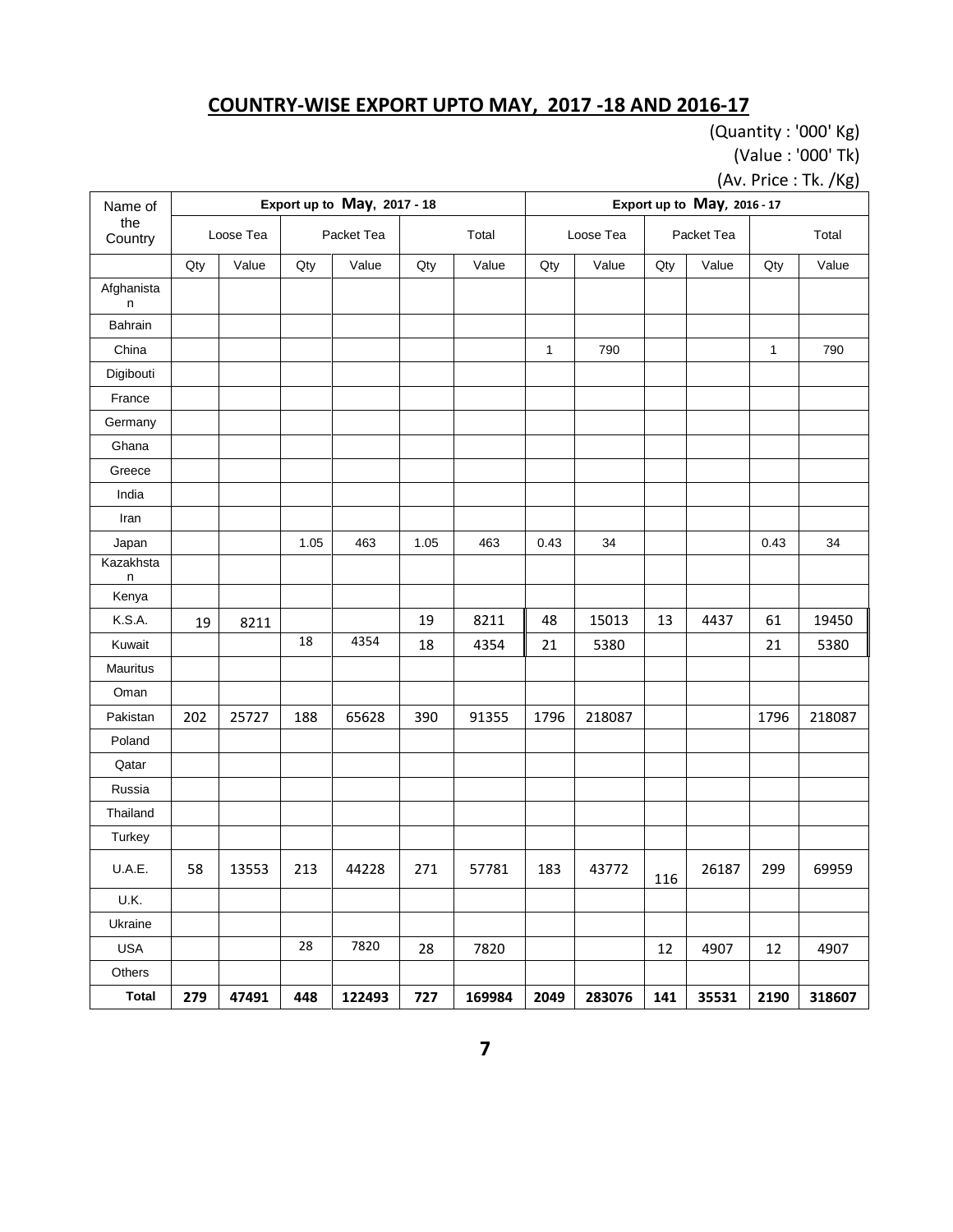## COUNTRY-WISE EXPORT UPTO MAY, 2017 -18 AND 2016-17

(Quantity : '000' Kg)

(Value : '000' Tk)

(Av. Price : Tk. /Kg)

| Name of the Country | Export up to May, 2017 - 18 | | | | | | Export up to May, 2016 - 17 | | | | | |
|---|---|---|---|---|---|---|---|---|---|---|---|---|
| | Loose Tea | | Packet Tea | | Total | | Loose Tea | | Packet Tea | | Total | |
| | Qty | Value | Qty | Value | Qty | Value | Qty | Value | Qty | Value | Qty | Value |
| Afghanistan | | | | | | | | | | | | |
| Bahrain | | | | | | | | | | | | |
| China | | | | | | | 1 | 790 | | | 1 | 790 |
| Digibouti | | | | | | | | | | | | |
| France | | | | | | | | | | | | |
| Germany | | | | | | | | | | | | |
| Ghana | | | | | | | | | | | | |
| Greece | | | | | | | | | | | | |
| India | | | | | | | | | | | | |
| Iran | | | | | | | | | | | | |
| Japan | | | 1.05 | 463 | 1.05 | 463 | 0.43 | 34 | | | 0.43 | 34 |
| Kazakhstan | | | | | | | | | | | | |
| Kenya | | | | | | | | | | | | |
| K.S.A. | 19 | 8211 | | | 19 | 8211 | 48 | 15013 | 13 | 4437 | 61 | 19450 |
| Kuwait | | | 18 | 4354 | 18 | 4354 | 21 | 5380 | | | 21 | 5380 |
| Mauritus | | | | | | | | | | | | |
| Oman | | | | | | | | | | | | |
| Pakistan | 202 | 25727 | 188 | 65628 | 390 | 91355 | 1796 | 218087 | | | 1796 | 218087 |
| Poland | | | | | | | | | | | | |
| Qatar | | | | | | | | | | | | |
| Russia | | | | | | | | | | | | |
| Thailand | | | | | | | | | | | | |
| Turkey | | | | | | | | | | | | |
| U.A.E. | 58 | 13553 | 213 | 44228 | 271 | 57781 | 183 | 43772 | 116 | 26187 | 299 | 69959 |
| U.K. | | | | | | | | | | | | |
| Ukraine | | | | | | | | | | | | |
| USA | | | 28 | 7820 | 28 | 7820 | | | 12 | 4907 | 12 | 4907 |
| Others | | | | | | | | | | | | |
| **Total** | **279** | **47491** | **448** | **122493** | **727** | **169984** | **2049** | **283076** | **141** | **35531** | **2190** | **318607** |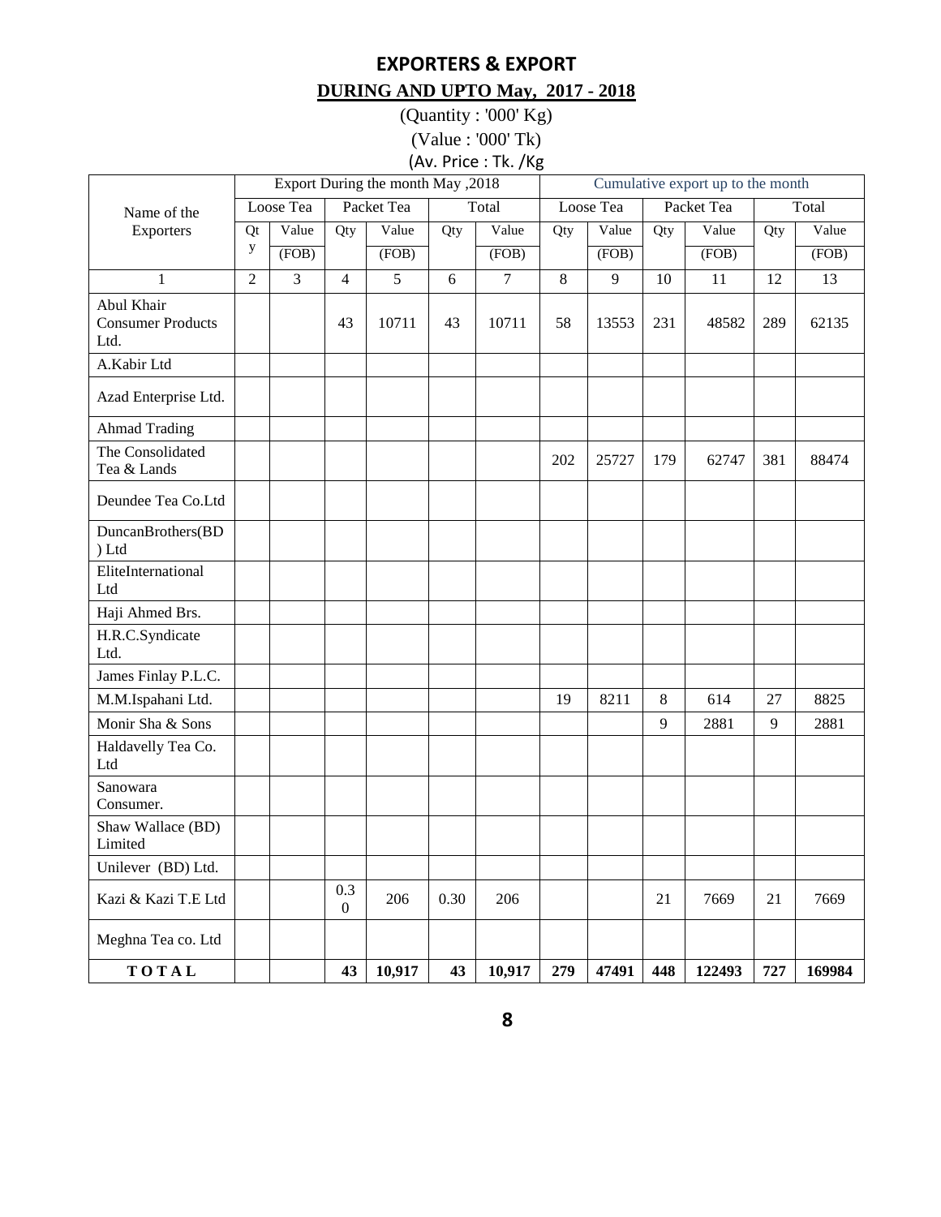# EXPORTERS & EXPORT

## DURING AND UPTO May, 2017 - 2018

(Quantity : '000' Kg)

(Value : '000' Tk)

(Av. Price : Tk. /Kg

| Name of the Exporters | Export During the month May ,2018 | | | | | | Cumulative export up to the month | | | | | |
|---|---|---|---|---|---|---|---|---|---|---|---|---|
| | Loose Tea | | Packet Tea | | Total | | Loose Tea | | Packet Tea | | Total | |
| | Qty | Value (FOB) | Qty | Value (FOB) | Qty | Value (FOB) | Qty | Value (FOB) | Qty | Value (FOB) | Qty | Value (FOB) |
| 1 | 2 | 3 | 4 | 5 | 6 | 7 | 8 | 9 | 10 | 11 | 12 | 13 |
| Abul Khair Consumer Products Ltd. | | | 43 | 10711 | 43 | 10711 | 58 | 13553 | 231 | 48582 | 289 | 62135 |
| A.Kabir Ltd | | | | | | | | | | | | |
| Azad Enterprise Ltd. | | | | | | | | | | | | |
| Ahmad Trading | | | | | | | | | | | | |
| The Consolidated Tea & Lands | | | | | | | 202 | 25727 | 179 | 62747 | 381 | 88474 |
| Deundee Tea Co.Ltd | | | | | | | | | | | | |
| DuncanBrothers(BD) Ltd | | | | | | | | | | | | |
| EliteInternational Ltd | | | | | | | | | | | | |
| Haji Ahmed Brs. | | | | | | | | | | | | |
| H.R.C.Syndicate Ltd. | | | | | | | | | | | | |
| James Finlay P.L.C. | | | | | | | | | | | | |
| M.M.Ispahani Ltd. | | | | | | | 19 | 8211 | 8 | 614 | 27 | 8825 |
| Monir Sha & Sons | | | | | | | | | 9 | 2881 | 9 | 2881 |
| Haldavelly Tea Co. Ltd | | | | | | | | | | | | |
| Sanowara Consumer. | | | | | | | | | | | | |
| Shaw Wallace (BD) Limited | | | | | | | | | | | | |
| Unilever (BD) Ltd. | | | | | | | | | | | | |
| Kazi & Kazi T.E Ltd | | | 0.30 | 206 | 0.30 | 206 | | | 21 | 7669 | 21 | 7669 |
| Meghna Tea co. Ltd | | | | | | | | | | | | |
| **T O T A L** | | | **43** | **10,917** | **43** | **10,917** | **279** | **47491** | **448** | **122493** | **727** | **169984** |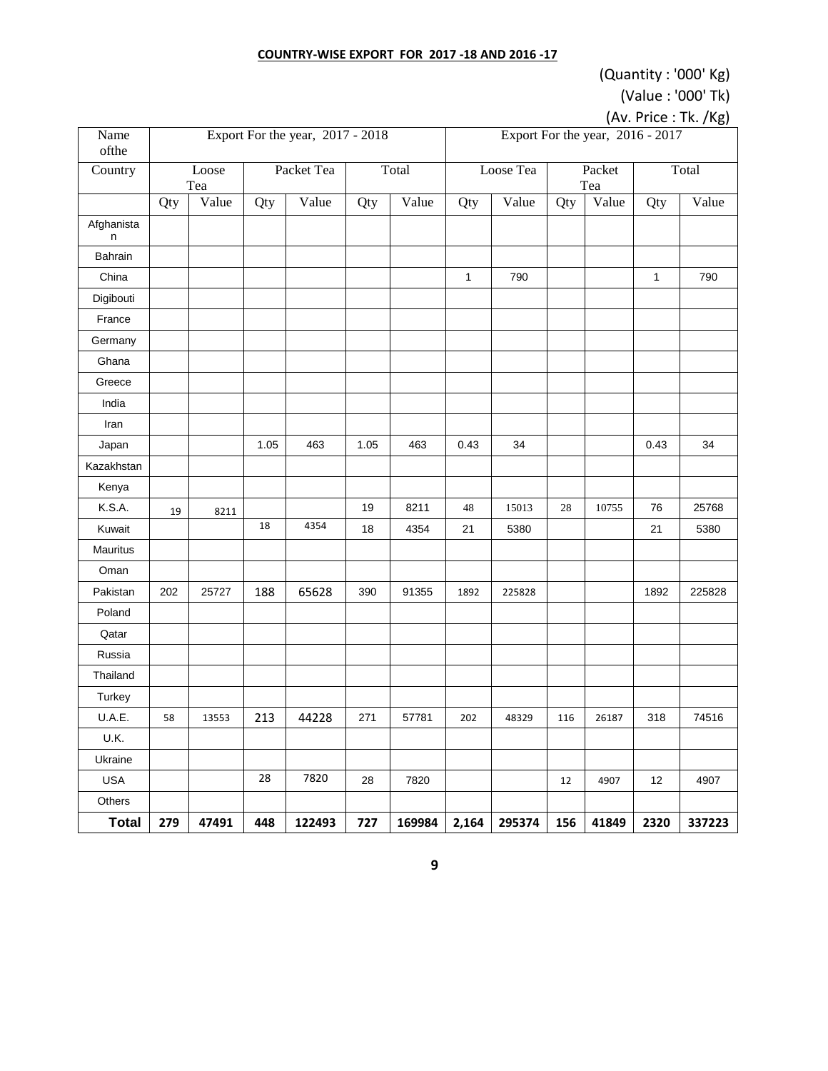**COUNTRY-WISE EXPORT FOR 2017 -18 AND 2016 -17**

(Quantity : '000' Kg)

(Value : '000' Tk)

(Av. Price : Tk. /Kg)

| Name ofthe | Export For the year, 2017 - 2018 | | | | | | Export For the year, 2016 - 2017 | | | | | |
|---|---|---|---|---|---|---|---|---|---|---|---|---|
| Country | Loose Tea | | Packet Tea | | Total | | Loose Tea | | Packet Tea | | Total | |
| | Qty | Value | Qty | Value | Qty | Value | Qty | Value | Qty | Value | Qty | Value |
| Afghanistan | | | | | | | | | | | | |
| Bahrain | | | | | | | | | | | | |
| China | | | | | | | 1 | 790 | | | 1 | 790 |
| Digibouti | | | | | | | | | | | | |
| France | | | | | | | | | | | | |
| Germany | | | | | | | | | | | | |
| Ghana | | | | | | | | | | | | |
| Greece | | | | | | | | | | | | |
| India | | | | | | | | | | | | |
| Iran | | | | | | | | | | | | |
| Japan | | | 1.05 | 463 | 1.05 | 463 | 0.43 | 34 | | | 0.43 | 34 |
| Kazakhstan | | | | | | | | | | | | |
| Kenya | | | | | | | | | | | | |
| K.S.A. | 19 | 8211 | | | 19 | 8211 | 48 | 15013 | 28 | 10755 | 76 | 25768 |
| Kuwait | | | 18 | 4354 | 18 | 4354 | 21 | 5380 | | | 21 | 5380 |
| Mauritus | | | | | | | | | | | | |
| Oman | | | | | | | | | | | | |
| Pakistan | 202 | 25727 | 188 | 65628 | 390 | 91355 | 1892 | 225828 | | | 1892 | 225828 |
| Poland | | | | | | | | | | | | |
| Qatar | | | | | | | | | | | | |
| Russia | | | | | | | | | | | | |
| Thailand | | | | | | | | | | | | |
| Turkey | | | | | | | | | | | | |
| U.A.E. | 58 | 13553 | 213 | 44228 | 271 | 57781 | 202 | 48329 | 116 | 26187 | 318 | 74516 |
| U.K. | | | | | | | | | | | | |
| Ukraine | | | | | | | | | | | | |
| USA | | | 28 | 7820 | 28 | 7820 | | | 12 | 4907 | 12 | 4907 |
| Others | | | | | | | | | | | | |
| **Total** | **279** | **47491** | **448** | **122493** | **727** | **169984** | **2,164** | **295374** | **156** | **41849** | **2320** | **337223** |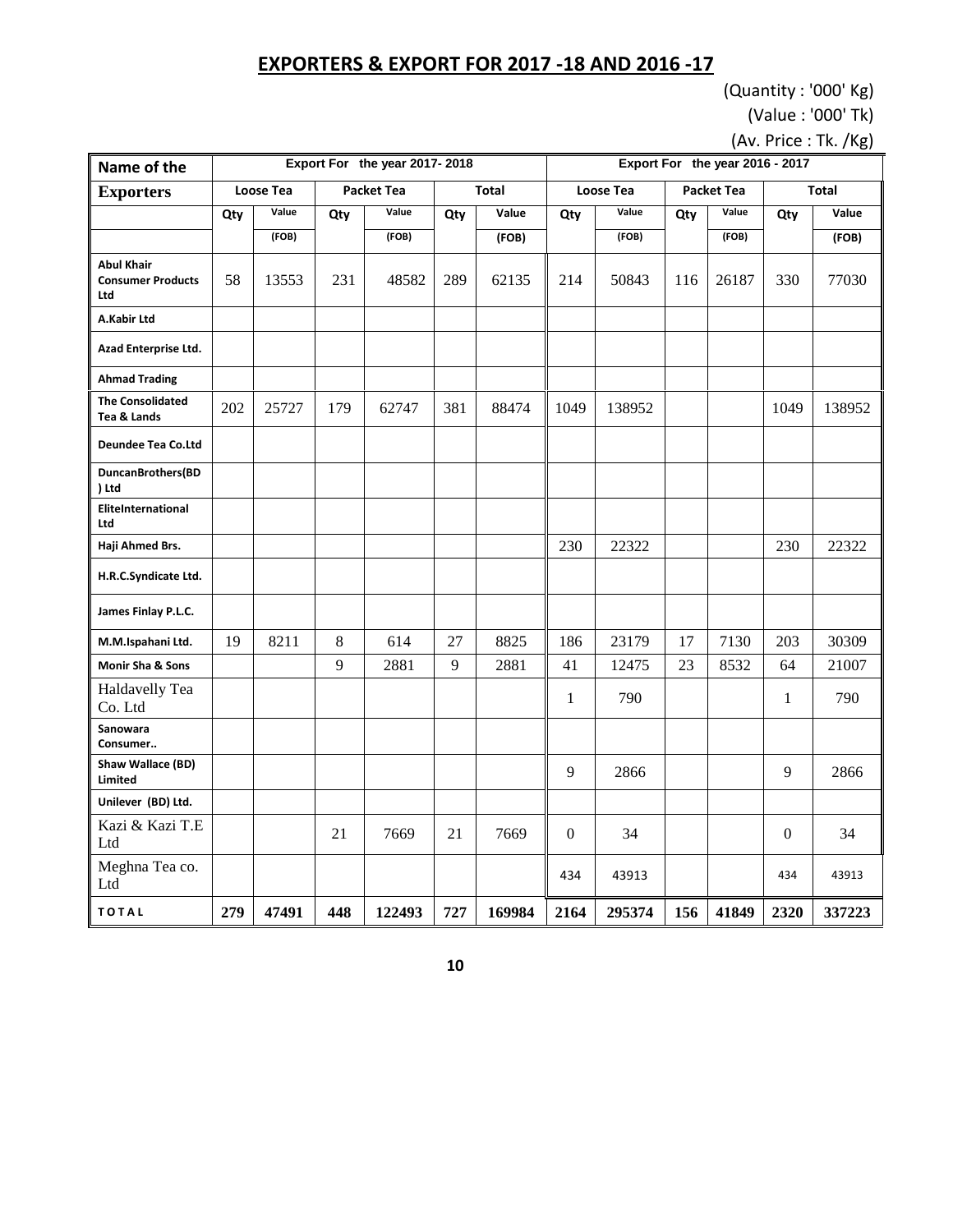# EXPORTERS & EXPORT FOR 2017 -18 AND 2016 -17

(Quantity : '000' Kg)

(Value : '000' Tk)

(Av. Price : Tk. /Kg)

| Name of the Exporters | Export For the year 2017- 2018 | | | | | | Export For the year 2016 - 2017 | | | | | |
|---|---|---|---|---|---|---|---|---|---|---|---|---|
| | Loose Tea | | Packet Tea | | Total | | Loose Tea | | Packet Tea | | Total | |
| | Qty | Value (FOB) | Qty | Value (FOB) | Qty | Value (FOB) | Qty | Value (FOB) | Qty | Value (FOB) | Qty | Value (FOB) |
| Abul Khair Consumer Products Ltd | 58 | 13553 | 231 | 48582 | 289 | 62135 | 214 | 50843 | 116 | 26187 | 330 | 77030 |
| A.Kabir Ltd | | | | | | | | | | | | |
| Azad Enterprise Ltd. | | | | | | | | | | | | |
| Ahmad Trading | | | | | | | | | | | | |
| The Consolidated Tea & Lands | 202 | 25727 | 179 | 62747 | 381 | 88474 | 1049 | 138952 | | | 1049 | 138952 |
| Deundee Tea Co.Ltd | | | | | | | | | | | | |
| DuncanBrothers(BD) Ltd | | | | | | | | | | | | |
| EliteInternational Ltd | | | | | | | | | | | | |
| Haji Ahmed Brs. | | | | | | | 230 | 22322 | | | 230 | 22322 |
| H.R.C.Syndicate Ltd. | | | | | | | | | | | | |
| James Finlay P.L.C. | | | | | | | | | | | | |
| M.M.Ispahani Ltd. | 19 | 8211 | 8 | 614 | 27 | 8825 | 186 | 23179 | 17 | 7130 | 203 | 30309 |
| Monir Sha & Sons | | | 9 | 2881 | 9 | 2881 | 41 | 12475 | 23 | 8532 | 64 | 21007 |
| Haldavelly Tea Co. Ltd | | | | | | | 1 | 790 | | | 1 | 790 |
| Sanowara Consumer.. | | | | | | | | | | | | |
| Shaw Wallace (BD) Limited | | | | | | | 9 | 2866 | | | 9 | 2866 |
| Unilever (BD) Ltd. | | | | | | | | | | | | |
| Kazi & Kazi T.E Ltd | | | 21 | 7669 | 21 | 7669 | 0 | 34 | | | 0 | 34 |
| Meghna Tea co. Ltd | | | | | | | 434 | 43913 | | | 434 | 43913 |
| **TOTAL** | **279** | **47491** | **448** | **122493** | **727** | **169984** | **2164** | **295374** | **156** | **41849** | **2320** | **337223** |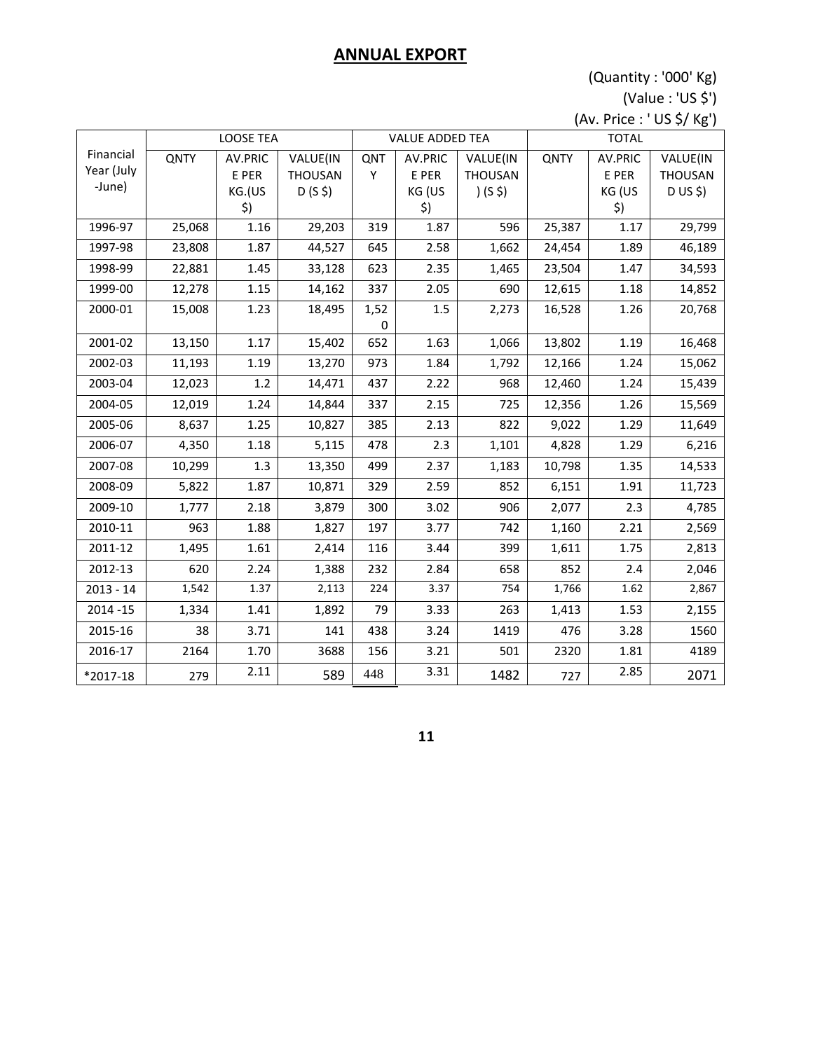## ANNUAL EXPORT

(Quantity : '000' Kg)
(Value : 'US $')
(Av. Price : ' US $/ Kg')

| Financial Year (July -June) | LOOSE TEA | | | VALUE ADDED TEA | | | TOTAL | | |
|---|---|---|---|---|---|---|---|---|---|
| | QNTY | AV.PRICE PER KG.(US $) | VALUE(IN THOUSAND (S $) | QNTY | AV.PRICE PER KG (US $) | VALUE(IN THOUSAN) (S $) | QNTY | AV.PRICE PER KG (US $) | VALUE(IN THOUSAND US $) |
| 1996-97 | 25,068 | 1.16 | 29,203 | 319 | 1.87 | 596 | 25,387 | 1.17 | 29,799 |
| 1997-98 | 23,808 | 1.87 | 44,527 | 645 | 2.58 | 1,662 | 24,454 | 1.89 | 46,189 |
| 1998-99 | 22,881 | 1.45 | 33,128 | 623 | 2.35 | 1,465 | 23,504 | 1.47 | 34,593 |
| 1999-00 | 12,278 | 1.15 | 14,162 | 337 | 2.05 | 690 | 12,615 | 1.18 | 14,852 |
| 2000-01 | 15,008 | 1.23 | 18,495 | 1,520 | 1.5 | 2,273 | 16,528 | 1.26 | 20,768 |
| 2001-02 | 13,150 | 1.17 | 15,402 | 652 | 1.63 | 1,066 | 13,802 | 1.19 | 16,468 |
| 2002-03 | 11,193 | 1.19 | 13,270 | 973 | 1.84 | 1,792 | 12,166 | 1.24 | 15,062 |
| 2003-04 | 12,023 | 1.2 | 14,471 | 437 | 2.22 | 968 | 12,460 | 1.24 | 15,439 |
| 2004-05 | 12,019 | 1.24 | 14,844 | 337 | 2.15 | 725 | 12,356 | 1.26 | 15,569 |
| 2005-06 | 8,637 | 1.25 | 10,827 | 385 | 2.13 | 822 | 9,022 | 1.29 | 11,649 |
| 2006-07 | 4,350 | 1.18 | 5,115 | 478 | 2.3 | 1,101 | 4,828 | 1.29 | 6,216 |
| 2007-08 | 10,299 | 1.3 | 13,350 | 499 | 2.37 | 1,183 | 10,798 | 1.35 | 14,533 |
| 2008-09 | 5,822 | 1.87 | 10,871 | 329 | 2.59 | 852 | 6,151 | 1.91 | 11,723 |
| 2009-10 | 1,777 | 2.18 | 3,879 | 300 | 3.02 | 906 | 2,077 | 2.3 | 4,785 |
| 2010-11 | 963 | 1.88 | 1,827 | 197 | 3.77 | 742 | 1,160 | 2.21 | 2,569 |
| 2011-12 | 1,495 | 1.61 | 2,414 | 116 | 3.44 | 399 | 1,611 | 1.75 | 2,813 |
| 2012-13 | 620 | 2.24 | 1,388 | 232 | 2.84 | 658 | 852 | 2.4 | 2,046 |
| 2013 - 14 | 1,542 | 1.37 | 2,113 | 224 | 3.37 | 754 | 1,766 | 1.62 | 2,867 |
| 2014 -15 | 1,334 | 1.41 | 1,892 | 79 | 3.33 | 263 | 1,413 | 1.53 | 2,155 |
| 2015-16 | 38 | 3.71 | 141 | 438 | 3.24 | 1419 | 476 | 3.28 | 1560 |
| 2016-17 | 2164 | 1.70 | 3688 | 156 | 3.21 | 501 | 2320 | 1.81 | 4189 |
| *2017-18 | 279 | 2.11 | 589 | 448 | 3.31 | 1482 | 727 | 2.85 | 2071 |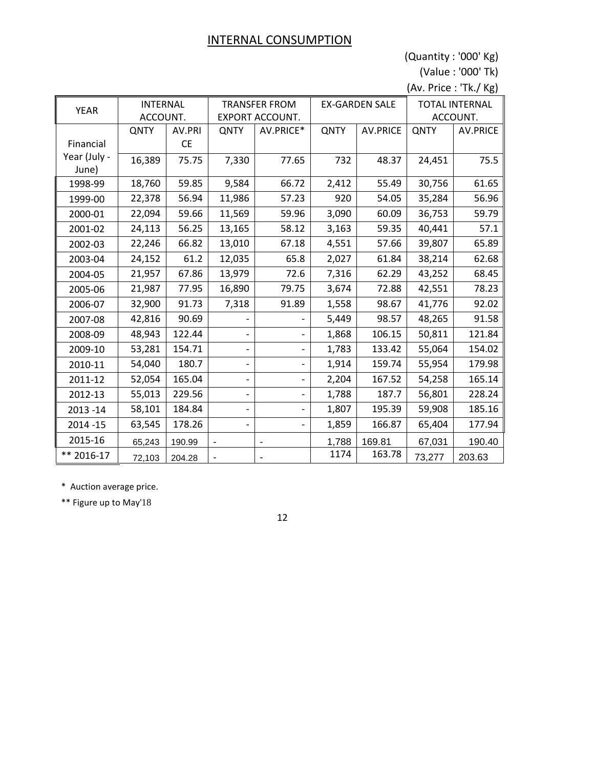## INTERNAL CONSUMPTION

(Quantity : '000' Kg)
(Value : '000' Tk)
(Av. Price : 'Tk./ Kg)

| YEAR | INTERNAL ACCOUNT. | | TRANSFER FROM EXPORT ACCOUNT. | | EX-GARDEN SALE | | TOTAL INTERNAL ACCOUNT. | |
|---|---|---|---|---|---|---|---|---|
| Financial Year (July - June) | QNTY | AV.PRICE | QNTY | AV.PRICE* | QNTY | AV.PRICE | QNTY | AV.PRICE |
| | 16,389 | 75.75 | 7,330 | 77.65 | 732 | 48.37 | 24,451 | 75.5 |
| 1998-99 | 18,760 | 59.85 | 9,584 | 66.72 | 2,412 | 55.49 | 30,756 | 61.65 |
| 1999-00 | 22,378 | 56.94 | 11,986 | 57.23 | 920 | 54.05 | 35,284 | 56.96 |
| 2000-01 | 22,094 | 59.66 | 11,569 | 59.96 | 3,090 | 60.09 | 36,753 | 59.79 |
| 2001-02 | 24,113 | 56.25 | 13,165 | 58.12 | 3,163 | 59.35 | 40,441 | 57.1 |
| 2002-03 | 22,246 | 66.82 | 13,010 | 67.18 | 4,551 | 57.66 | 39,807 | 65.89 |
| 2003-04 | 24,152 | 61.2 | 12,035 | 65.8 | 2,027 | 61.84 | 38,214 | 62.68 |
| 2004-05 | 21,957 | 67.86 | 13,979 | 72.6 | 7,316 | 62.29 | 43,252 | 68.45 |
| 2005-06 | 21,987 | 77.95 | 16,890 | 79.75 | 3,674 | 72.88 | 42,551 | 78.23 |
| 2006-07 | 32,900 | 91.73 | 7,318 | 91.89 | 1,558 | 98.67 | 41,776 | 92.02 |
| 2007-08 | 42,816 | 90.69 | - | - | 5,449 | 98.57 | 48,265 | 91.58 |
| 2008-09 | 48,943 | 122.44 | - | - | 1,868 | 106.15 | 50,811 | 121.84 |
| 2009-10 | 53,281 | 154.71 | - | - | 1,783 | 133.42 | 55,064 | 154.02 |
| 2010-11 | 54,040 | 180.7 | - | - | 1,914 | 159.74 | 55,954 | 179.98 |
| 2011-12 | 52,054 | 165.04 | - | - | 2,204 | 167.52 | 54,258 | 165.14 |
| 2012-13 | 55,013 | 229.56 | - | - | 1,788 | 187.7 | 56,801 | 228.24 |
| 2013 -14 | 58,101 | 184.84 | - | - | 1,807 | 195.39 | 59,908 | 185.16 |
| 2014 -15 | 63,545 | 178.26 | - | - | 1,859 | 166.87 | 65,404 | 177.94 |
| 2015-16 | 65,243 | 190.99 | - | - | 1,788 | 169.81 | 67,031 | 190.40 |
| ** 2016-17 | 72,103 | 204.28 | - | - | 1174 | 163.78 | 73,277 | 203.63 |

\* Auction average price.

** Figure up to May'18